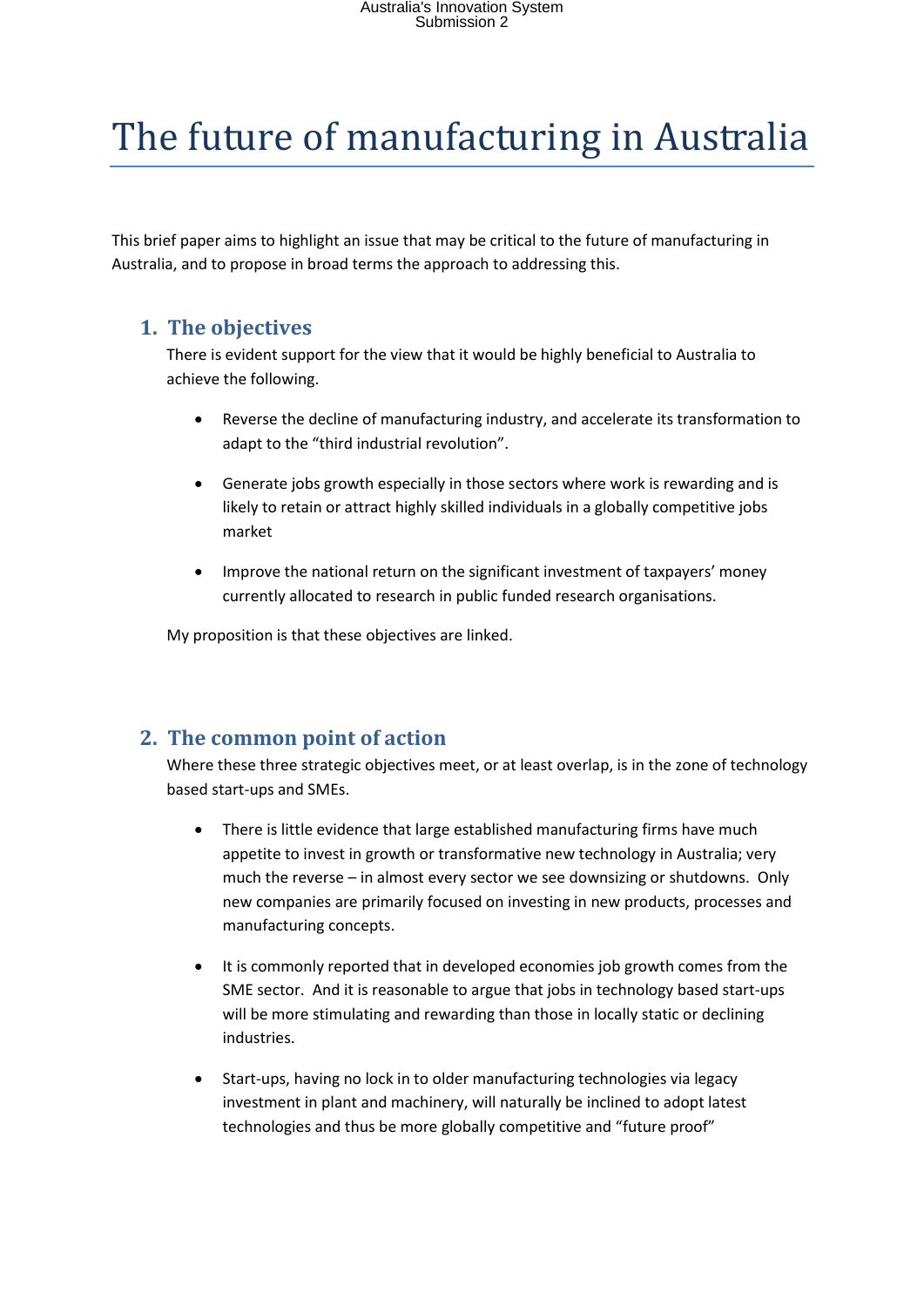# The future of manufacturing in Australia

This brief paper aims to highlight an issue that may be critical to the future of manufacturing in Australia, and to propose in broad terms the approach to addressing this.

## 1. The objectives

There is evident support for the view that it would be highly beneficial to Australia to achieve the following.

- Reverse the decline of manufacturing industry, and accelerate its transformation to adapt to the "third industrial revolution".
- Generate jobs growth especially in those sectors where work is rewarding and is likely to retain or attract highly skilled individuals in a globally competitive jobs market
- Improve the national return on the significant investment of taxpayers' money currently allocated to research in public funded research organisations.

My proposition is that these objectives are linked.

## 2. The common point of action

Where these three strategic objectives meet, or at least overlap, is in the zone of technology based start-ups and SMEs.

- There is little evidence that large established manufacturing firms have much appetite to invest in growth or transformative new technology in Australia; very much the reverse – in almost every sector we see downsizing or shutdowns. Only new companies are primarily focused on investing in new products, processes and manufacturing concepts.
- It is commonly reported that in developed economies job growth comes from the SME sector. And it is reasonable to argue that jobs in technology based start-ups will be more stimulating and rewarding than those in locally static or declining industries.
- Start-ups, having no lock in to older manufacturing technologies via legacy investment in plant and machinery, will naturally be inclined to adopt latest technologies and thus be more globally competitive and "future proof"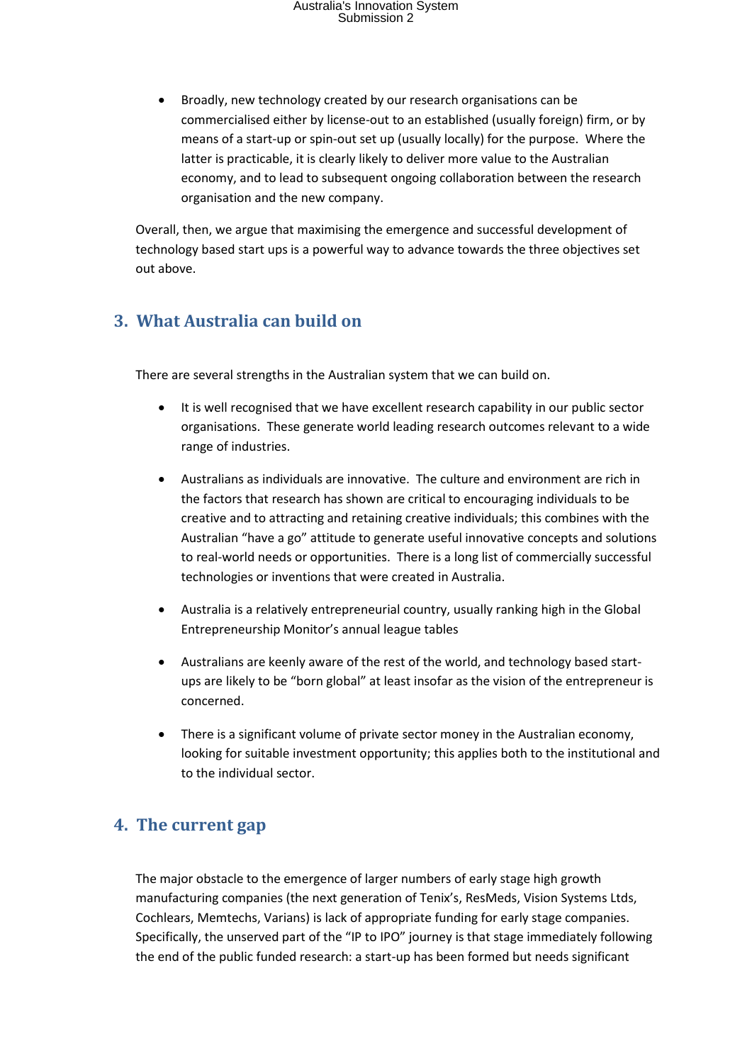- Broadly, new technology created by our research organisations can be commercialised either by license-out to an established (usually foreign) firm, or by means of a start-up or spin-out set up (usually locally) for the purpose. Where the latter is practicable, it is clearly likely to deliver more value to the Australian economy, and to lead to subsequent ongoing collaboration between the research organisation and the new company.

Overall, then, we argue that maximising the emergence and successful development of technology based start ups is a powerful way to advance towards the three objectives set out above.

## 3. What Australia can build on

There are several strengths in the Australian system that we can build on.

- It is well recognised that we have excellent research capability in our public sector organisations. These generate world leading research outcomes relevant to a wide range of industries.

- Australians as individuals are innovative. The culture and environment are rich in the factors that research has shown are critical to encouraging individuals to be creative and to attracting and retaining creative individuals; this combines with the Australian "have a go" attitude to generate useful innovative concepts and solutions to real-world needs or opportunities. There is a long list of commercially successful technologies or inventions that were created in Australia.

- Australia is a relatively entrepreneurial country, usually ranking high in the Global Entrepreneurship Monitor's annual league tables

- Australians are keenly aware of the rest of the world, and technology based start-ups are likely to be "born global" at least insofar as the vision of the entrepreneur is concerned.

- There is a significant volume of private sector money in the Australian economy, looking for suitable investment opportunity; this applies both to the institutional and to the individual sector.

## 4. The current gap

The major obstacle to the emergence of larger numbers of early stage high growth manufacturing companies (the next generation of Tenix's, ResMeds, Vision Systems Ltds, Cochlears, Memtechs, Varians) is lack of appropriate funding for early stage companies. Specifically, the unserved part of the "IP to IPO" journey is that stage immediately following the end of the public funded research: a start-up has been formed but needs significant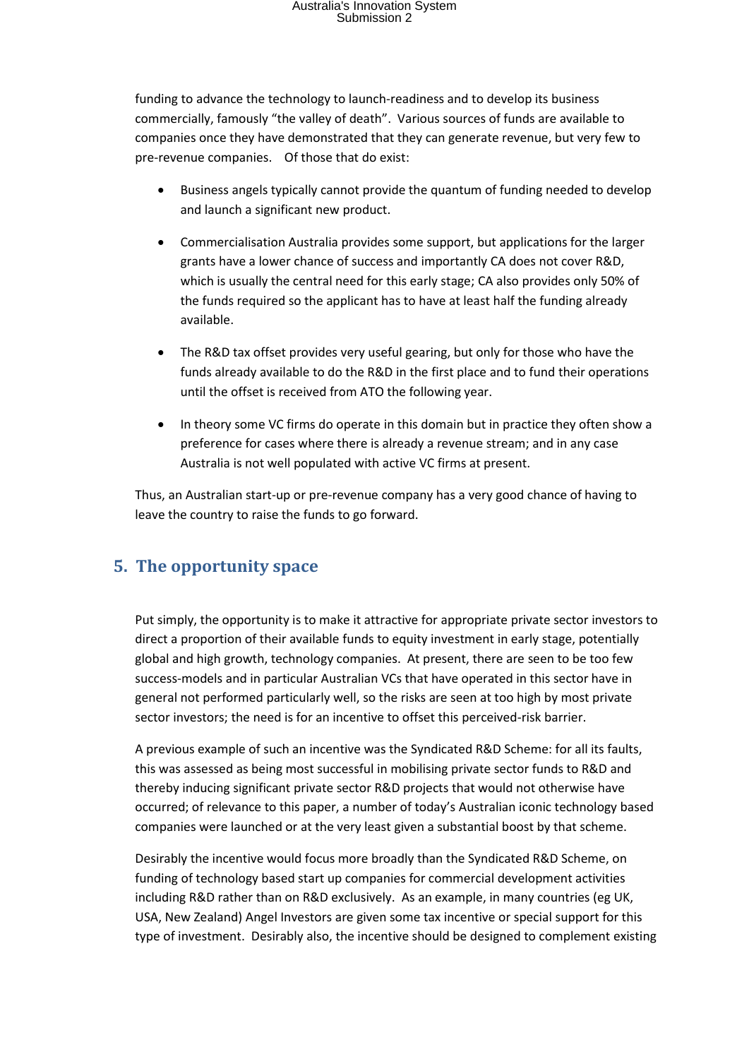funding to advance the technology to launch-readiness and to develop its business commercially, famously "the valley of death". Various sources of funds are available to companies once they have demonstrated that they can generate revenue, but very few to pre-revenue companies. Of those that do exist:

- Business angels typically cannot provide the quantum of funding needed to develop and launch a significant new product.
- Commercialisation Australia provides some support, but applications for the larger grants have a lower chance of success and importantly CA does not cover R&D, which is usually the central need for this early stage; CA also provides only 50% of the funds required so the applicant has to have at least half the funding already available.
- The R&D tax offset provides very useful gearing, but only for those who have the funds already available to do the R&D in the first place and to fund their operations until the offset is received from ATO the following year.
- In theory some VC firms do operate in this domain but in practice they often show a preference for cases where there is already a revenue stream; and in any case Australia is not well populated with active VC firms at present.

Thus, an Australian start-up or pre-revenue company has a very good chance of having to leave the country to raise the funds to go forward.

## 5. The opportunity space

Put simply, the opportunity is to make it attractive for appropriate private sector investors to direct a proportion of their available funds to equity investment in early stage, potentially global and high growth, technology companies. At present, there are seen to be too few success-models and in particular Australian VCs that have operated in this sector have in general not performed particularly well, so the risks are seen at too high by most private sector investors; the need is for an incentive to offset this perceived-risk barrier.

A previous example of such an incentive was the Syndicated R&D Scheme: for all its faults, this was assessed as being most successful in mobilising private sector funds to R&D and thereby inducing significant private sector R&D projects that would not otherwise have occurred; of relevance to this paper, a number of today's Australian iconic technology based companies were launched or at the very least given a substantial boost by that scheme.

Desirably the incentive would focus more broadly than the Syndicated R&D Scheme, on funding of technology based start up companies for commercial development activities including R&D rather than on R&D exclusively. As an example, in many countries (eg UK, USA, New Zealand) Angel Investors are given some tax incentive or special support for this type of investment. Desirably also, the incentive should be designed to complement existing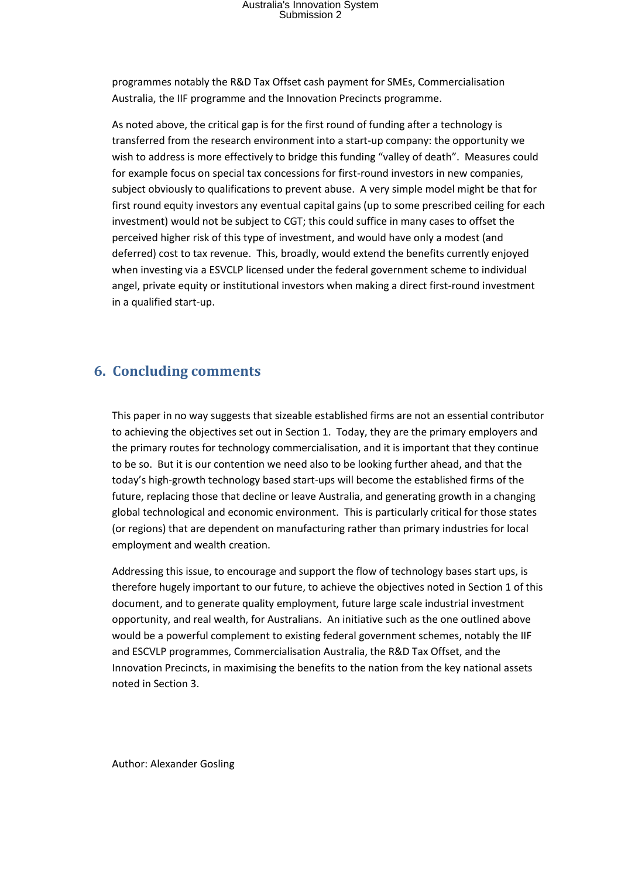programmes notably the R&D Tax Offset cash payment for SMEs, Commercialisation Australia, the IIF programme and the Innovation Precincts programme.

As noted above, the critical gap is for the first round of funding after a technology is transferred from the research environment into a start-up company: the opportunity we wish to address is more effectively to bridge this funding "valley of death". Measures could for example focus on special tax concessions for first-round investors in new companies, subject obviously to qualifications to prevent abuse. A very simple model might be that for first round equity investors any eventual capital gains (up to some prescribed ceiling for each investment) would not be subject to CGT; this could suffice in many cases to offset the perceived higher risk of this type of investment, and would have only a modest (and deferred) cost to tax revenue. This, broadly, would extend the benefits currently enjoyed when investing via a ESVCLP licensed under the federal government scheme to individual angel, private equity or institutional investors when making a direct first-round investment in a qualified start-up.

## 6. Concluding comments

This paper in no way suggests that sizeable established firms are not an essential contributor to achieving the objectives set out in Section 1. Today, they are the primary employers and the primary routes for technology commercialisation, and it is important that they continue to be so. But it is our contention we need also to be looking further ahead, and that the today's high-growth technology based start-ups will become the established firms of the future, replacing those that decline or leave Australia, and generating growth in a changing global technological and economic environment. This is particularly critical for those states (or regions) that are dependent on manufacturing rather than primary industries for local employment and wealth creation.

Addressing this issue, to encourage and support the flow of technology bases start ups, is therefore hugely important to our future, to achieve the objectives noted in Section 1 of this document, and to generate quality employment, future large scale industrial investment opportunity, and real wealth, for Australians. An initiative such as the one outlined above would be a powerful complement to existing federal government schemes, notably the IIF and ESCVLP programmes, Commercialisation Australia, the R&D Tax Offset, and the Innovation Precincts, in maximising the benefits to the nation from the key national assets noted in Section 3.

Author: Alexander Gosling